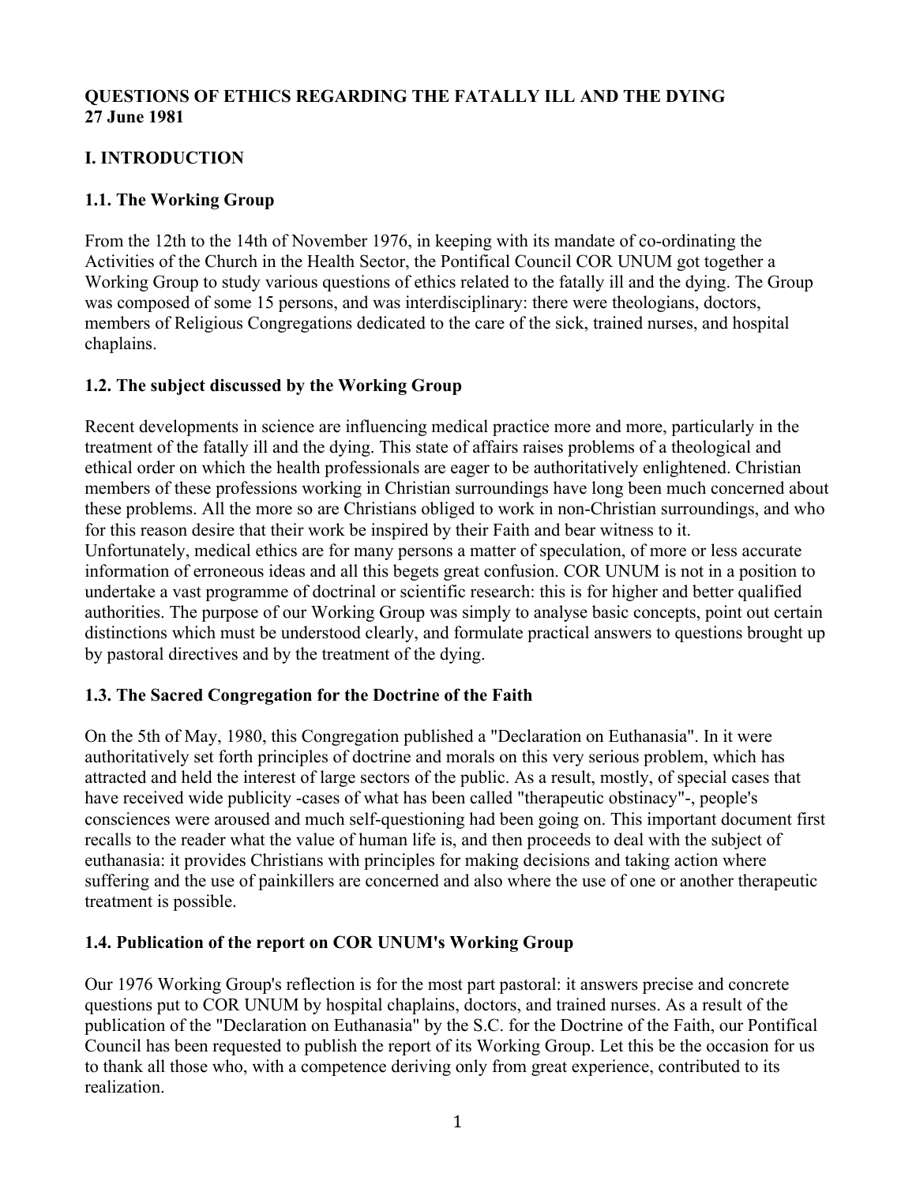# QUESTIONS OF ETHICS REGARDING THE FATALLY ILL AND THE DYING
**27 June 1981**

## I. INTRODUCTION

### 1.1. The Working Group

From the 12th to the 14th of November 1976, in keeping with its mandate of co-ordinating the Activities of the Church in the Health Sector, the Pontifical Council COR UNUM got together a Working Group to study various questions of ethics related to the fatally ill and the dying. The Group was composed of some 15 persons, and was interdisciplinary: there were theologians, doctors, members of Religious Congregations dedicated to the care of the sick, trained nurses, and hospital chaplains.

### 1.2. The subject discussed by the Working Group

Recent developments in science are influencing medical practice more and more, particularly in the treatment of the fatally ill and the dying. This state of affairs raises problems of a theological and ethical order on which the health professionals are eager to be authoritatively enlightened. Christian members of these professions working in Christian surroundings have long been much concerned about these problems. All the more so are Christians obliged to work in non-Christian surroundings, and who for this reason desire that their work be inspired by their Faith and bear witness to it. Unfortunately, medical ethics are for many persons a matter of speculation, of more or less accurate information of erroneous ideas and all this begets great confusion. COR UNUM is not in a position to undertake a vast programme of doctrinal or scientific research: this is for higher and better qualified authorities. The purpose of our Working Group was simply to analyse basic concepts, point out certain distinctions which must be understood clearly, and formulate practical answers to questions brought up by pastoral directives and by the treatment of the dying.

### 1.3. The Sacred Congregation for the Doctrine of the Faith

On the 5th of May, 1980, this Congregation published a "Declaration on Euthanasia". In it were authoritatively set forth principles of doctrine and morals on this very serious problem, which has attracted and held the interest of large sectors of the public. As a result, mostly, of special cases that have received wide publicity -cases of what has been called "therapeutic obstinacy"-, people's consciences were aroused and much self-questioning had been going on. This important document first recalls to the reader what the value of human life is, and then proceeds to deal with the subject of euthanasia: it provides Christians with principles for making decisions and taking action where suffering and the use of painkillers are concerned and also where the use of one or another therapeutic treatment is possible.

### 1.4. Publication of the report on COR UNUM's Working Group

Our 1976 Working Group's reflection is for the most part pastoral: it answers precise and concrete questions put to COR UNUM by hospital chaplains, doctors, and trained nurses. As a result of the publication of the "Declaration on Euthanasia" by the S.C. for the Doctrine of the Faith, our Pontifical Council has been requested to publish the report of its Working Group. Let this be the occasion for us to thank all those who, with a competence deriving only from great experience, contributed to its realization.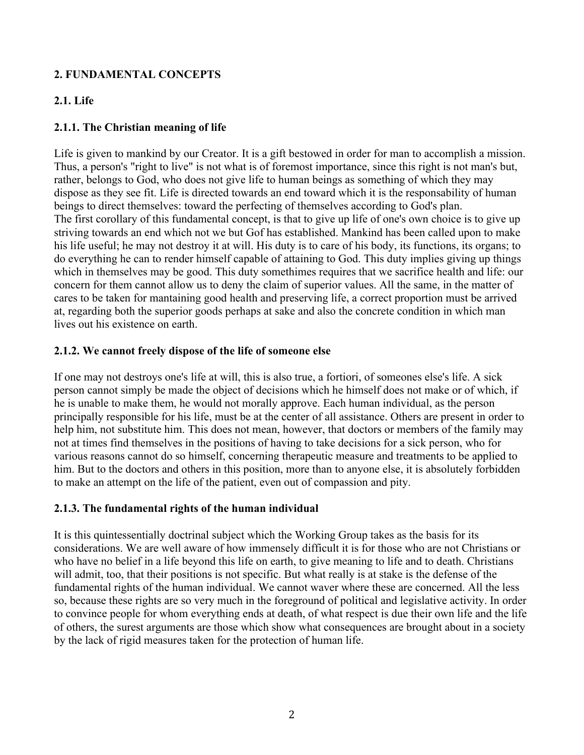**2. FUNDAMENTAL CONCEPTS**

**2.1. Life**

**2.1.1. The Christian meaning of life**

Life is given to mankind by our Creator. It is a gift bestowed in order for man to accomplish a mission. Thus, a person's "right to live" is not what is of foremost importance, since this right is not man's but, rather, belongs to God, who does not give life to human beings as something of which they may dispose as they see fit. Life is directed towards an end toward which it is the responsability of human beings to direct themselves: toward the perfecting of themselves according to God's plan.
The first corollary of this fundamental concept, is that to give up life of one's own choice is to give up striving towards an end which not we but Gof has established. Mankind has been called upon to make his life useful; he may not destroy it at will. His duty is to care of his body, its functions, its organs; to do everything he can to render himself capable of attaining to God. This duty implies giving up things which in themselves may be good. This duty somethimes requires that we sacrifice health and life: our concern for them cannot allow us to deny the claim of superior values. All the same, in the matter of cares to be taken for mantaining good health and preserving life, a correct proportion must be arrived at, regarding both the superior goods perhaps at sake and also the concrete condition in which man lives out his existence on earth.

**2.1.2. We cannot freely dispose of the life of someone else**

If one may not destroys one's life at will, this is also true, a fortiori, of someones else's life. A sick person cannot simply be made the object of decisions which he himself does not make or of which, if he is unable to make them, he would not morally approve. Each human individual, as the person principally responsible for his life, must be at the center of all assistance. Others are present in order to help him, not substitute him. This does not mean, however, that doctors or members of the family may not at times find themselves in the positions of having to take decisions for a sick person, who for various reasons cannot do so himself, concerning therapeutic measure and treatments to be applied to him. But to the doctors and others in this position, more than to anyone else, it is absolutely forbidden to make an attempt on the life of the patient, even out of compassion and pity.

**2.1.3. The fundamental rights of the human individual**

It is this quintessentially doctrinal subject which the Working Group takes as the basis for its considerations. We are well aware of how immensely difficult it is for those who are not Christians or who have no belief in a life beyond this life on earth, to give meaning to life and to death. Christians will admit, too, that their positions is not specific. But what really is at stake is the defense of the fundamental rights of the human individual. We cannot waver where these are concerned. All the less so, because these rights are so very much in the foreground of political and legislative activity. In order to convince people for whom everything ends at death, of what respect is due their own life and the life of others, the surest arguments are those which show what consequences are brought about in a society by the lack of rigid measures taken for the protection of human life.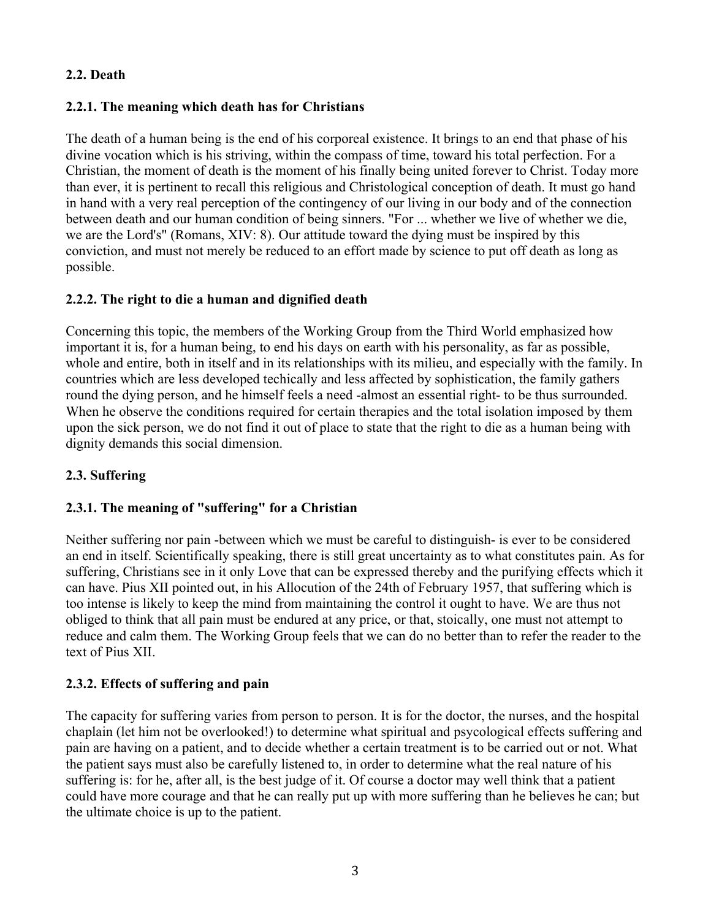### 2.2. Death

#### 2.2.1. The meaning which death has for Christians

The death of a human being is the end of his corporeal existence. It brings to an end that phase of his divine vocation which is his striving, within the compass of time, toward his total perfection. For a Christian, the moment of death is the moment of his finally being united forever to Christ. Today more than ever, it is pertinent to recall this religious and Christological conception of death. It must go hand in hand with a very real perception of the contingency of our living in our body and of the connection between death and our human condition of being sinners. "For ... whether we live of whether we die, we are the Lord's" (Romans, XIV: 8). Our attitude toward the dying must be inspired by this conviction, and must not merely be reduced to an effort made by science to put off death as long as possible.

#### 2.2.2. The right to die a human and dignified death

Concerning this topic, the members of the Working Group from the Third World emphasized how important it is, for a human being, to end his days on earth with his personality, as far as possible, whole and entire, both in itself and in its relationships with its milieu, and especially with the family. In countries which are less developed techically and less affected by sophistication, the family gathers round the dying person, and he himself feels a need -almost an essential right- to be thus surrounded. When he observe the conditions required for certain therapies and the total isolation imposed by them upon the sick person, we do not find it out of place to state that the right to die as a human being with dignity demands this social dimension.

### 2.3. Suffering

#### 2.3.1. The meaning of "suffering" for a Christian

Neither suffering nor pain -between which we must be careful to distinguish- is ever to be considered an end in itself. Scientifically speaking, there is still great uncertainty as to what constitutes pain. As for suffering, Christians see in it only Love that can be expressed thereby and the purifying effects which it can have. Pius XII pointed out, in his Allocution of the 24th of February 1957, that suffering which is too intense is likely to keep the mind from maintaining the control it ought to have. We are thus not obliged to think that all pain must be endured at any price, or that, stoically, one must not attempt to reduce and calm them. The Working Group feels that we can do no better than to refer the reader to the text of Pius XII.

#### 2.3.2. Effects of suffering and pain

The capacity for suffering varies from person to person. It is for the doctor, the nurses, and the hospital chaplain (let him not be overlooked!) to determine what spiritual and psycological effects suffering and pain are having on a patient, and to decide whether a certain treatment is to be carried out or not. What the patient says must also be carefully listened to, in order to determine what the real nature of his suffering is: for he, after all, is the best judge of it. Of course a doctor may well think that a patient could have more courage and that he can really put up with more suffering than he believes he can; but the ultimate choice is up to the patient.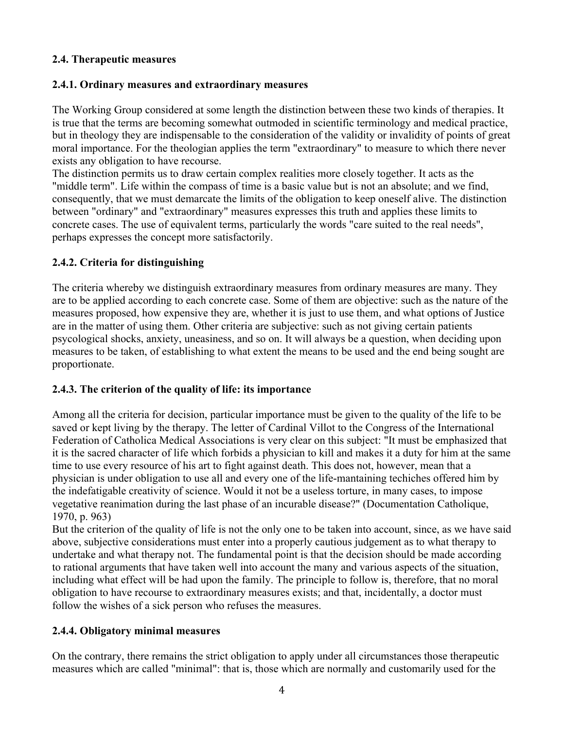### 2.4. Therapeutic measures

#### 2.4.1. Ordinary measures and extraordinary measures

The Working Group considered at some length the distinction between these two kinds of therapies. It is true that the terms are becoming somewhat outmoded in scientific terminology and medical practice, but in theology they are indispensable to the consideration of the validity or invalidity of points of great moral importance. For the theologian applies the term "extraordinary" to measure to which there never exists any obligation to have recourse.

The distinction permits us to draw certain complex realities more closely together. It acts as the "middle term". Life within the compass of time is a basic value but is not an absolute; and we find, consequently, that we must demarcate the limits of the obligation to keep oneself alive. The distinction between "ordinary" and "extraordinary" measures expresses this truth and applies these limits to concrete cases. The use of equivalent terms, particularly the words "care suited to the real needs", perhaps expresses the concept more satisfactorily.

#### 2.4.2. Criteria for distinguishing

The criteria whereby we distinguish extraordinary measures from ordinary measures are many. They are to be applied according to each concrete case. Some of them are objective: such as the nature of the measures proposed, how expensive they are, whether it is just to use them, and what options of Justice are in the matter of using them. Other criteria are subjective: such as not giving certain patients psycological shocks, anxiety, uneasiness, and so on. It will always be a question, when deciding upon measures to be taken, of establishing to what extent the means to be used and the end being sought are proportionate.

#### 2.4.3. The criterion of the quality of life: its importance

Among all the criteria for decision, particular importance must be given to the quality of the life to be saved or kept living by the therapy. The letter of Cardinal Villot to the Congress of the International Federation of Catholica Medical Associations is very clear on this subject: "It must be emphasized that it is the sacred character of life which forbids a physician to kill and makes it a duty for him at the same time to use every resource of his art to fight against death. This does not, however, mean that a physician is under obligation to use all and every one of the life-mantaining techiches offered him by the indefatigable creativity of science. Would it not be a useless torture, in many cases, to impose vegetative reanimation during the last phase of an incurable disease?" (Documentation Catholique, 1970, p. 963)

But the criterion of the quality of life is not the only one to be taken into account, since, as we have said above, subjective considerations must enter into a properly cautious judgement as to what therapy to undertake and what therapy not. The fundamental point is that the decision should be made according to rational arguments that have taken well into account the many and various aspects of the situation, including what effect will be had upon the family. The principle to follow is, therefore, that no moral obligation to have recourse to extraordinary measures exists; and that, incidentally, a doctor must follow the wishes of a sick person who refuses the measures.

#### 2.4.4. Obligatory minimal measures

On the contrary, there remains the strict obligation to apply under all circumstances those therapeutic measures which are called "minimal": that is, those which are normally and customarily used for the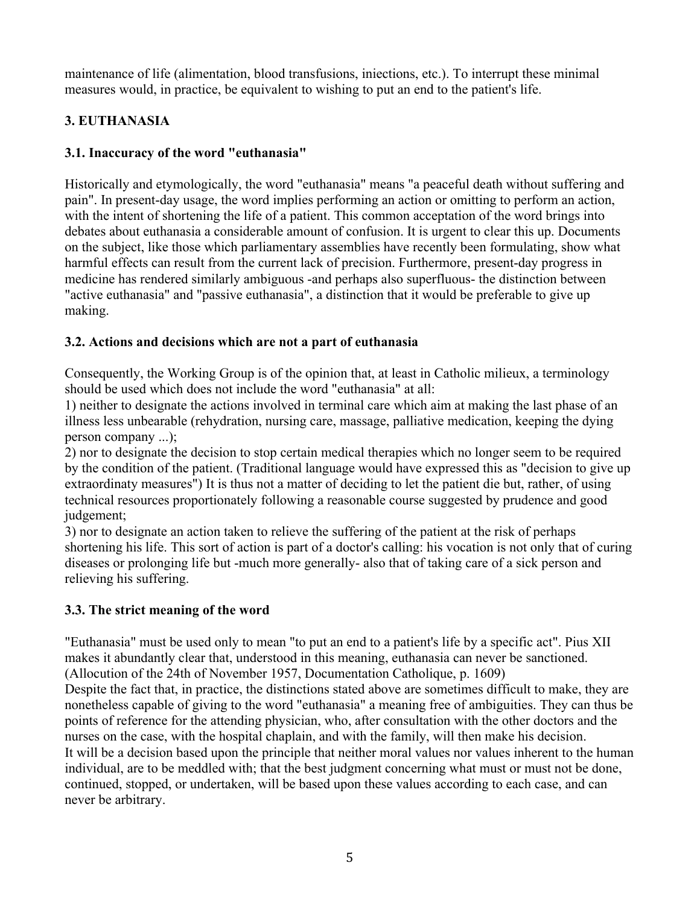maintenance of life (alimentation, blood transfusions, iniections, etc.). To interrupt these minimal measures would, in practice, be equivalent to wishing to put an end to the patient's life.

## 3. EUTHANASIA

### 3.1. Inaccuracy of the word "euthanasia"

Historically and etymologically, the word "euthanasia" means "a peaceful death without suffering and pain". In present-day usage, the word implies performing an action or omitting to perform an action, with the intent of shortening the life of a patient. This common acceptation of the word brings into debates about euthanasia a considerable amount of confusion. It is urgent to clear this up. Documents on the subject, like those which parliamentary assemblies have recently been formulating, show what harmful effects can result from the current lack of precision. Furthermore, present-day progress in medicine has rendered similarly ambiguous -and perhaps also superfluous- the distinction between "active euthanasia" and "passive euthanasia", a distinction that it would be preferable to give up making.

### 3.2. Actions and decisions which are not a part of euthanasia

Consequently, the Working Group is of the opinion that, at least in Catholic milieux, a terminology should be used which does not include the word "euthanasia" at all:

1) neither to designate the actions involved in terminal care which aim at making the last phase of an illness less unbearable (rehydration, nursing care, massage, palliative medication, keeping the dying person company ...);

2) nor to designate the decision to stop certain medical therapies which no longer seem to be required by the condition of the patient. (Traditional language would have expressed this as "decision to give up extraordinaty measures") It is thus not a matter of deciding to let the patient die but, rather, of using technical resources proportionately following a reasonable course suggested by prudence and good judgement;

3) nor to designate an action taken to relieve the suffering of the patient at the risk of perhaps shortening his life. This sort of action is part of a doctor's calling: his vocation is not only that of curing diseases or prolonging life but -much more generally- also that of taking care of a sick person and relieving his suffering.

### 3.3. The strict meaning of the word

"Euthanasia" must be used only to mean "to put an end to a patient's life by a specific act". Pius XII makes it abundantly clear that, understood in this meaning, euthanasia can never be sanctioned. (Allocution of the 24th of November 1957, Documentation Catholique, p. 1609)

Despite the fact that, in practice, the distinctions stated above are sometimes difficult to make, they are nonetheless capable of giving to the word "euthanasia" a meaning free of ambiguities. They can thus be points of reference for the attending physician, who, after consultation with the other doctors and the nurses on the case, with the hospital chaplain, and with the family, will then make his decision.

It will be a decision based upon the principle that neither moral values nor values inherent to the human individual, are to be meddled with; that the best judgment concerning what must or must not be done, continued, stopped, or undertaken, will be based upon these values according to each case, and can never be arbitrary.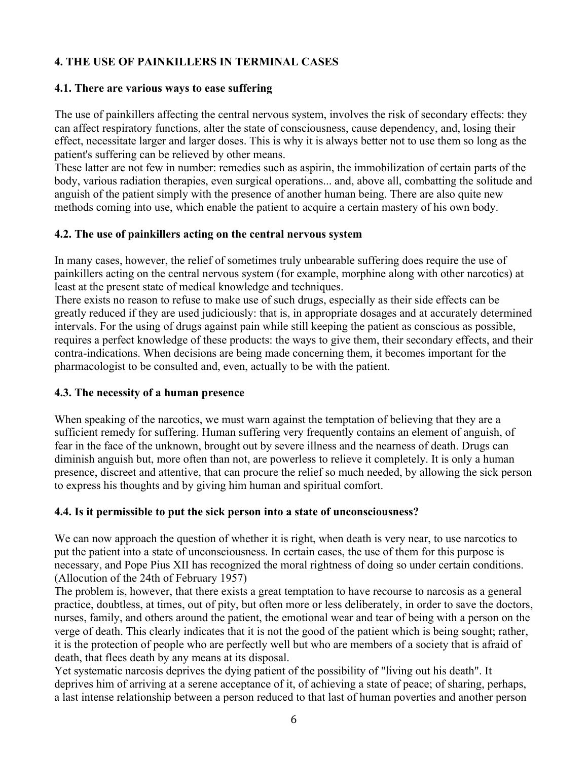## 4. THE USE OF PAINKILLERS IN TERMINAL CASES

### 4.1. There are various ways to ease suffering

The use of painkillers affecting the central nervous system, involves the risk of secondary effects: they can affect respiratory functions, alter the state of consciousness, cause dependency, and, losing their effect, necessitate larger and larger doses. This is why it is always better not to use them so long as the patient's suffering can be relieved by other means.

These latter are not few in number: remedies such as aspirin, the immobilization of certain parts of the body, various radiation therapies, even surgical operations... and, above all, combatting the solitude and anguish of the patient simply with the presence of another human being. There are also quite new methods coming into use, which enable the patient to acquire a certain mastery of his own body.

### 4.2. The use of painkillers acting on the central nervous system

In many cases, however, the relief of sometimes truly unbearable suffering does require the use of painkillers acting on the central nervous system (for example, morphine along with other narcotics) at least at the present state of medical knowledge and techniques.

There exists no reason to refuse to make use of such drugs, especially as their side effects can be greatly reduced if they are used judiciously: that is, in appropriate dosages and at accurately determined intervals. For the using of drugs against pain while still keeping the patient as conscious as possible, requires a perfect knowledge of these products: the ways to give them, their secondary effects, and their contra-indications. When decisions are being made concerning them, it becomes important for the pharmacologist to be consulted and, even, actually to be with the patient.

### 4.3. The necessity of a human presence

When speaking of the narcotics, we must warn against the temptation of believing that they are a sufficient remedy for suffering. Human suffering very frequently contains an element of anguish, of fear in the face of the unknown, brought out by severe illness and the nearness of death. Drugs can diminish anguish but, more often than not, are powerless to relieve it completely. It is only a human presence, discreet and attentive, that can procure the relief so much needed, by allowing the sick person to express his thoughts and by giving him human and spiritual comfort.

### 4.4. Is it permissible to put the sick person into a state of unconsciousness?

We can now approach the question of whether it is right, when death is very near, to use narcotics to put the patient into a state of unconsciousness. In certain cases, the use of them for this purpose is necessary, and Pope Pius XII has recognized the moral rightness of doing so under certain conditions. (Allocution of the 24th of February 1957)

The problem is, however, that there exists a great temptation to have recourse to narcosis as a general practice, doubtless, at times, out of pity, but often more or less deliberately, in order to save the doctors, nurses, family, and others around the patient, the emotional wear and tear of being with a person on the verge of death. This clearly indicates that it is not the good of the patient which is being sought; rather, it is the protection of people who are perfectly well but who are members of a society that is afraid of death, that flees death by any means at its disposal.

Yet systematic narcosis deprives the dying patient of the possibility of "living out his death". It deprives him of arriving at a serene acceptance of it, of achieving a state of peace; of sharing, perhaps, a last intense relationship between a person reduced to that last of human poverties and another person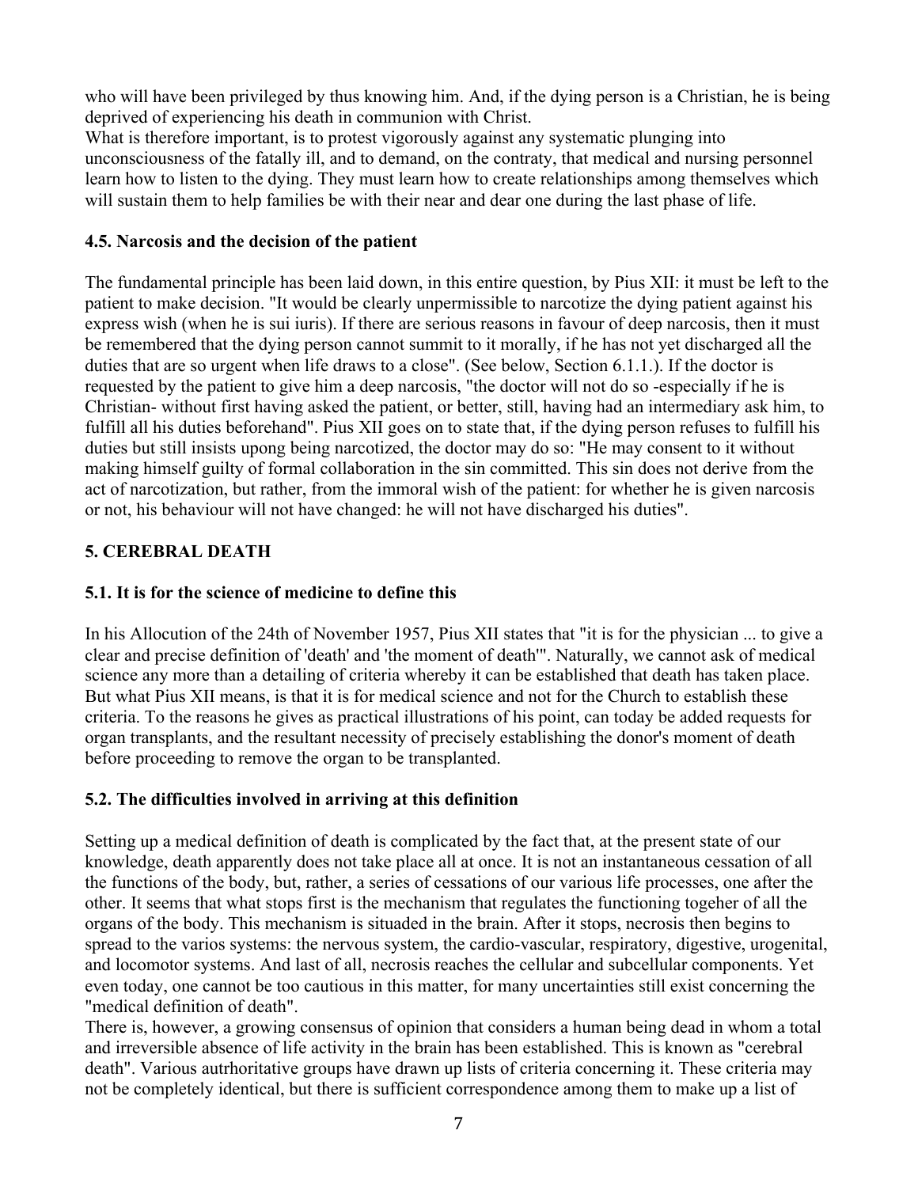who will have been privileged by thus knowing him. And, if the dying person is a Christian, he is being deprived of experiencing his death in communion with Christ.
What is therefore important, is to protest vigorously against any systematic plunging into unconsciousness of the fatally ill, and to demand, on the contraty, that medical and nursing personnel learn how to listen to the dying. They must learn how to create relationships among themselves which will sustain them to help families be with their near and dear one during the last phase of life.

### 4.5. Narcosis and the decision of the patient

The fundamental principle has been laid down, in this entire question, by Pius XII: it must be left to the patient to make decision. "It would be clearly unpermissible to narcotize the dying patient against his express wish (when he is sui iuris). If there are serious reasons in favour of deep narcosis, then it must be remembered that the dying person cannot summit to it morally, if he has not yet discharged all the duties that are so urgent when life draws to a close". (See below, Section 6.1.1.). If the doctor is requested by the patient to give him a deep narcosis, "the doctor will not do so -especially if he is Christian- without first having asked the patient, or better, still, having had an intermediary ask him, to fulfill all his duties beforehand". Pius XII goes on to state that, if the dying person refuses to fulfill his duties but still insists upong being narcotized, the doctor may do so: "He may consent to it without making himself guilty of formal collaboration in the sin committed. This sin does not derive from the act of narcotization, but rather, from the immoral wish of the patient: for whether he is given narcosis or not, his behaviour will not have changed: he will not have discharged his duties".

## 5. CEREBRAL DEATH

### 5.1. It is for the science of medicine to define this

In his Allocution of the 24th of November 1957, Pius XII states that "it is for the physician ... to give a clear and precise definition of 'death' and 'the moment of death'". Naturally, we cannot ask of medical science any more than a detailing of criteria whereby it can be established that death has taken place. But what Pius XII means, is that it is for medical science and not for the Church to establish these criteria. To the reasons he gives as practical illustrations of his point, can today be added requests for organ transplants, and the resultant necessity of precisely establishing the donor's moment of death before proceeding to remove the organ to be transplanted.

### 5.2. The difficulties involved in arriving at this definition

Setting up a medical definition of death is complicated by the fact that, at the present state of our knowledge, death apparently does not take place all at once. It is not an instantaneous cessation of all the functions of the body, but, rather, a series of cessations of our various life processes, one after the other. It seems that what stops first is the mechanism that regulates the functioning togeher of all the organs of the body. This mechanism is situaded in the brain. After it stops, necrosis then begins to spread to the varios systems: the nervous system, the cardio-vascular, respiratory, digestive, urogenital, and locomotor systems. And last of all, necrosis reaches the cellular and subcellular components. Yet even today, one cannot be too cautious in this matter, for many uncertainties still exist concerning the "medical definition of death".
There is, however, a growing consensus of opinion that considers a human being dead in whom a total and irreversible absence of life activity in the brain has been established. This is known as "cerebral death". Various autrhoritative groups have drawn up lists of criteria concerning it. These criteria may not be completely identical, but there is sufficient correspondence among them to make up a list of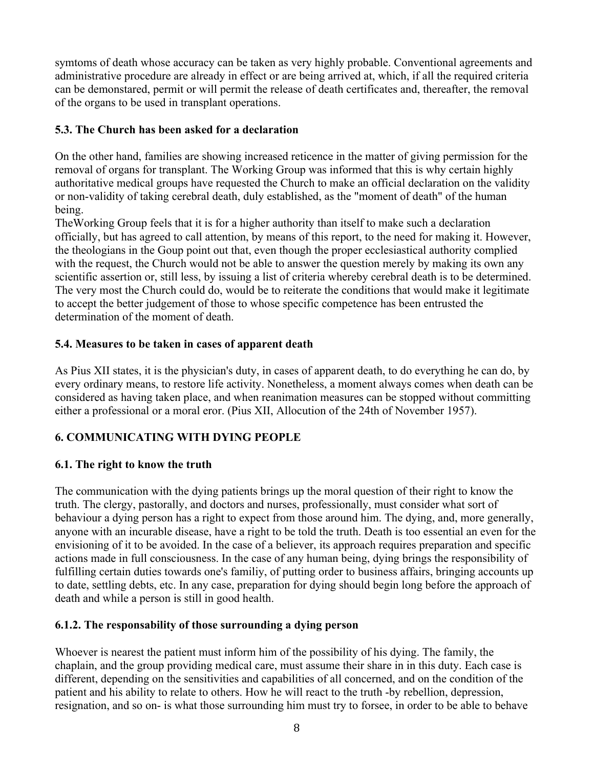symtoms of death whose accuracy can be taken as very highly probable. Conventional agreements and administrative procedure are already in effect or are being arrived at, which, if all the required criteria can be demonstared, permit or will permit the release of death certificates and, thereafter, the removal of the organs to be used in transplant operations.

### 5.3. The Church has been asked for a declaration

On the other hand, families are showing increased reticence in the matter of giving permission for the removal of organs for transplant. The Working Group was informed that this is why certain highly authoritative medical groups have requested the Church to make an official declaration on the validity or non-validity of taking cerebral death, duly established, as the "moment of death" of the human being.

TheWorking Group feels that it is for a higher authority than itself to make such a declaration officially, but has agreed to call attention, by means of this report, to the need for making it. However, the theologians in the Goup point out that, even though the proper ecclesiastical authority complied with the request, the Church would not be able to answer the question merely by making its own any scientific assertion or, still less, by issuing a list of criteria whereby cerebral death is to be determined. The very most the Church could do, would be to reiterate the conditions that would make it legitimate to accept the better judgement of those to whose specific competence has been entrusted the determination of the moment of death.

### 5.4. Measures to be taken in cases of apparent death

As Pius XII states, it is the physician's duty, in cases of apparent death, to do everything he can do, by every ordinary means, to restore life activity. Nonetheless, a moment always comes when death can be considered as having taken place, and when reanimation measures can be stopped without committing either a professional or a moral eror. (Pius XII, Allocution of the 24th of November 1957).

## 6. COMMUNICATING WITH DYING PEOPLE

### 6.1. The right to know the truth

The communication with the dying patients brings up the moral question of their right to know the truth. The clergy, pastorally, and doctors and nurses, professionally, must consider what sort of behaviour a dying person has a right to expect from those around him. The dying, and, more generally, anyone with an incurable disease, have a right to be told the truth. Death is too essential an even for the envisioning of it to be avoided. In the case of a believer, its approach requires preparation and specific actions made in full consciousness. In the case of any human being, dying brings the responsibility of fulfilling certain duties towards one's familiy, of putting order to business affairs, bringing accounts up to date, settling debts, etc. In any case, preparation for dying should begin long before the approach of death and while a person is still in good health.

### 6.1.2. The responsability of those surrounding a dying person

Whoever is nearest the patient must inform him of the possibility of his dying. The family, the chaplain, and the group providing medical care, must assume their share in in this duty. Each case is different, depending on the sensitivities and capabilities of all concerned, and on the condition of the patient and his ability to relate to others. How he will react to the truth -by rebellion, depression, resignation, and so on- is what those surrounding him must try to forsee, in order to be able to behave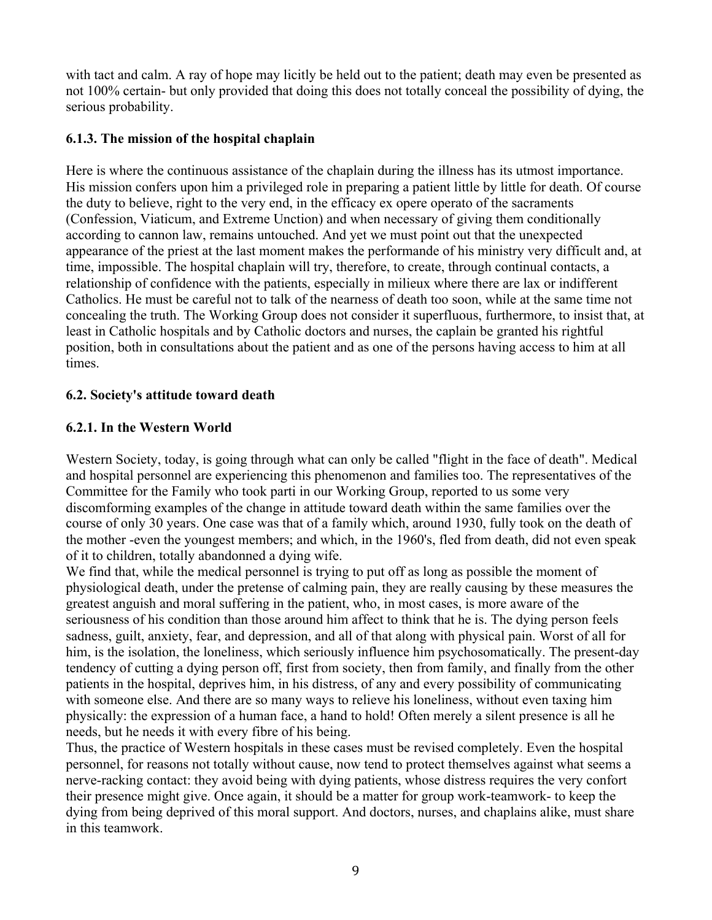with tact and calm. A ray of hope may licitly be held out to the patient; death may even be presented as not 100% certain- but only provided that doing this does not totally conceal the possibility of dying, the serious probability.

### 6.1.3. The mission of the hospital chaplain

Here is where the continuous assistance of the chaplain during the illness has its utmost importance. His mission confers upon him a privileged role in preparing a patient little by little for death. Of course the duty to believe, right to the very end, in the efficacy ex opere operato of the sacraments (Confession, Viaticum, and Extreme Unction) and when necessary of giving them conditionally according to cannon law, remains untouched. And yet we must point out that the unexpected appearance of the priest at the last moment makes the performande of his ministry very difficult and, at time, impossible. The hospital chaplain will try, therefore, to create, through continual contacts, a relationship of confidence with the patients, especially in milieux where there are lax or indifferent Catholics. He must be careful not to talk of the nearness of death too soon, while at the same time not concealing the truth. The Working Group does not consider it superfluous, furthermore, to insist that, at least in Catholic hospitals and by Catholic doctors and nurses, the caplain be granted his rightful position, both in consultations about the patient and as one of the persons having access to him at all times.

## 6.2. Society's attitude toward death

### 6.2.1. In the Western World

Western Society, today, is going through what can only be called "flight in the face of death". Medical and hospital personnel are experiencing this phenomenon and families too. The representatives of the Committee for the Family who took parti in our Working Group, reported to us some very discomforming examples of the change in attitude toward death within the same families over the course of only 30 years. One case was that of a family which, around 1930, fully took on the death of the mother -even the youngest members; and which, in the 1960's, fled from death, did not even speak of it to children, totally abandonned a dying wife.

We find that, while the medical personnel is trying to put off as long as possible the moment of physiological death, under the pretense of calming pain, they are really causing by these measures the greatest anguish and moral suffering in the patient, who, in most cases, is more aware of the seriousness of his condition than those around him affect to think that he is. The dying person feels sadness, guilt, anxiety, fear, and depression, and all of that along with physical pain. Worst of all for him, is the isolation, the loneliness, which seriously influence him psychosomatically. The present-day tendency of cutting a dying person off, first from society, then from family, and finally from the other patients in the hospital, deprives him, in his distress, of any and every possibility of communicating with someone else. And there are so many ways to relieve his loneliness, without even taxing him physically: the expression of a human face, a hand to hold! Often merely a silent presence is all he needs, but he needs it with every fibre of his being.

Thus, the practice of Western hospitals in these cases must be revised completely. Even the hospital personnel, for reasons not totally without cause, now tend to protect themselves against what seems a nerve-racking contact: they avoid being with dying patients, whose distress requires the very confort their presence might give. Once again, it should be a matter for group work-teamwork- to keep the dying from being deprived of this moral support. And doctors, nurses, and chaplains alike, must share in this teamwork.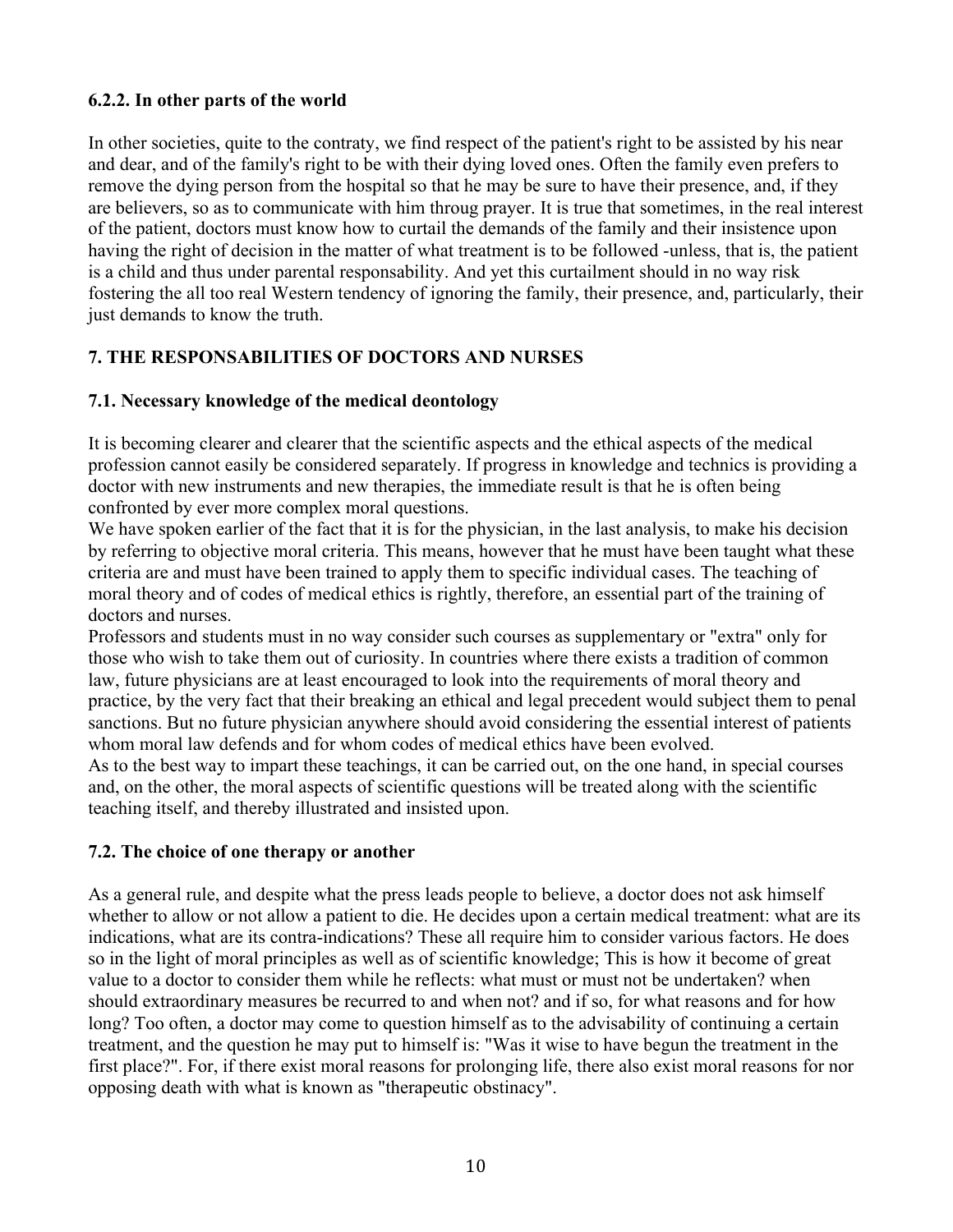### 6.2.2. In other parts of the world

In other societies, quite to the contraty, we find respect of the patient's right to be assisted by his near and dear, and of the family's right to be with their dying loved ones. Often the family even prefers to remove the dying person from the hospital so that he may be sure to have their presence, and, if they are believers, so as to communicate with him throug prayer. It is true that sometimes, in the real interest of the patient, doctors must know how to curtail the demands of the family and their insistence upon having the right of decision in the matter of what treatment is to be followed -unless, that is, the patient is a child and thus under parental responsability. And yet this curtailment should in no way risk fostering the all too real Western tendency of ignoring the family, their presence, and, particularly, their just demands to know the truth.

## 7. THE RESPONSABILITIES OF DOCTORS AND NURSES

### 7.1. Necessary knowledge of the medical deontology

It is becoming clearer and clearer that the scientific aspects and the ethical aspects of the medical profession cannot easily be considered separately. If progress in knowledge and technics is providing a doctor with new instruments and new therapies, the immediate result is that he is often being confronted by ever more complex moral questions.

We have spoken earlier of the fact that it is for the physician, in the last analysis, to make his decision by referring to objective moral criteria. This means, however that he must have been taught what these criteria are and must have been trained to apply them to specific individual cases. The teaching of moral theory and of codes of medical ethics is rightly, therefore, an essential part of the training of doctors and nurses.

Professors and students must in no way consider such courses as supplementary or "extra" only for those who wish to take them out of curiosity. In countries where there exists a tradition of common law, future physicians are at least encouraged to look into the requirements of moral theory and practice, by the very fact that their breaking an ethical and legal precedent would subject them to penal sanctions. But no future physician anywhere should avoid considering the essential interest of patients whom moral law defends and for whom codes of medical ethics have been evolved.

As to the best way to impart these teachings, it can be carried out, on the one hand, in special courses and, on the other, the moral aspects of scientific questions will be treated along with the scientific teaching itself, and thereby illustrated and insisted upon.

### 7.2. The choice of one therapy or another

As a general rule, and despite what the press leads people to believe, a doctor does not ask himself whether to allow or not allow a patient to die. He decides upon a certain medical treatment: what are its indications, what are its contra-indications? These all require him to consider various factors. He does so in the light of moral principles as well as of scientific knowledge; This is how it become of great value to a doctor to consider them while he reflects: what must or must not be undertaken? when should extraordinary measures be recurred to and when not? and if so, for what reasons and for how long? Too often, a doctor may come to question himself as to the advisability of continuing a certain treatment, and the question he may put to himself is: "Was it wise to have begun the treatment in the first place?". For, if there exist moral reasons for prolonging life, there also exist moral reasons for nor opposing death with what is known as "therapeutic obstinacy".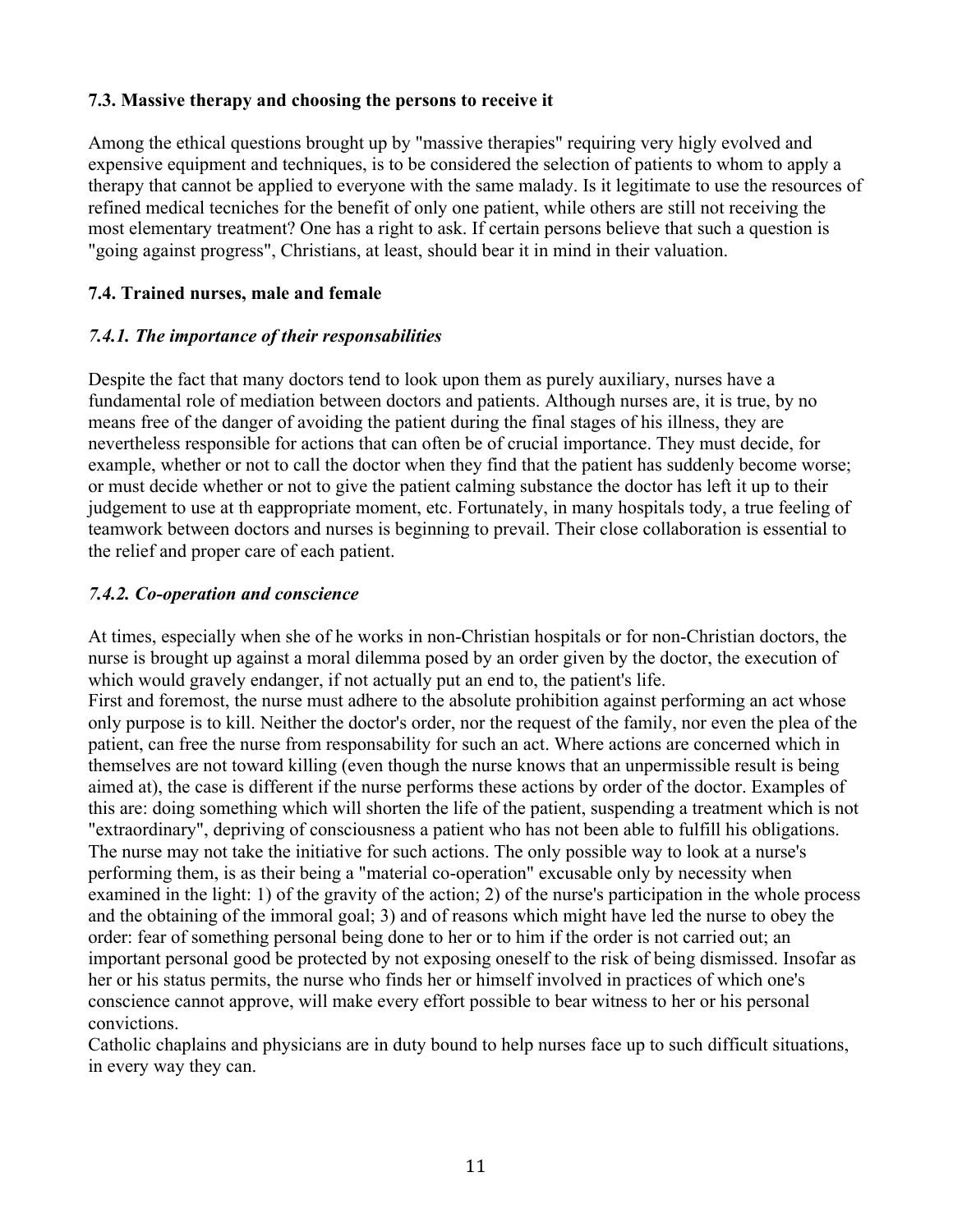### 7.3. Massive therapy and choosing the persons to receive it

Among the ethical questions brought up by "massive therapies" requiring very higly evolved and expensive equipment and techniques, is to be considered the selection of patients to whom to apply a therapy that cannot be applied to everyone with the same malady. Is it legitimate to use the resources of refined medical tecniches for the benefit of only one patient, while others are still not receiving the most elementary treatment? One has a right to ask. If certain persons believe that such a question is "going against progress", Christians, at least, should bear it in mind in their valuation.

### 7.4. Trained nurses, male and female

#### *7.4.1. The importance of their responsabilities*

Despite the fact that many doctors tend to look upon them as purely auxiliary, nurses have a fundamental role of mediation between doctors and patients. Although nurses are, it is true, by no means free of the danger of avoiding the patient during the final stages of his illness, they are nevertheless responsible for actions that can often be of crucial importance. They must decide, for example, whether or not to call the doctor when they find that the patient has suddenly become worse; or must decide whether or not to give the patient calming substance the doctor has left it up to their judgement to use at th eappropriate moment, etc. Fortunately, in many hospitals tody, a true feeling of teamwork between doctors and nurses is beginning to prevail. Their close collaboration is essential to the relief and proper care of each patient.

#### *7.4.2. Co-operation and conscience*

At times, especially when she of he works in non-Christian hospitals or for non-Christian doctors, the nurse is brought up against a moral dilemma posed by an order given by the doctor, the execution of which would gravely endanger, if not actually put an end to, the patient's life.

First and foremost, the nurse must adhere to the absolute prohibition against performing an act whose only purpose is to kill. Neither the doctor's order, nor the request of the family, nor even the plea of the patient, can free the nurse from responsability for such an act. Where actions are concerned which in themselves are not toward killing (even though the nurse knows that an unpermissible result is being aimed at), the case is different if the nurse performs these actions by order of the doctor. Examples of this are: doing something which will shorten the life of the patient, suspending a treatment which is not "extraordinary", depriving of consciousness a patient who has not been able to fulfill his obligations. The nurse may not take the initiative for such actions. The only possible way to look at a nurse's performing them, is as their being a "material co-operation" excusable only by necessity when examined in the light: 1) of the gravity of the action; 2) of the nurse's participation in the whole process and the obtaining of the immoral goal; 3) and of reasons which might have led the nurse to obey the order: fear of something personal being done to her or to him if the order is not carried out; an important personal good be protected by not exposing oneself to the risk of being dismissed. Insofar as her or his status permits, the nurse who finds her or himself involved in practices of which one's conscience cannot approve, will make every effort possible to bear witness to her or his personal convictions.

Catholic chaplains and physicians are in duty bound to help nurses face up to such difficult situations, in every way they can.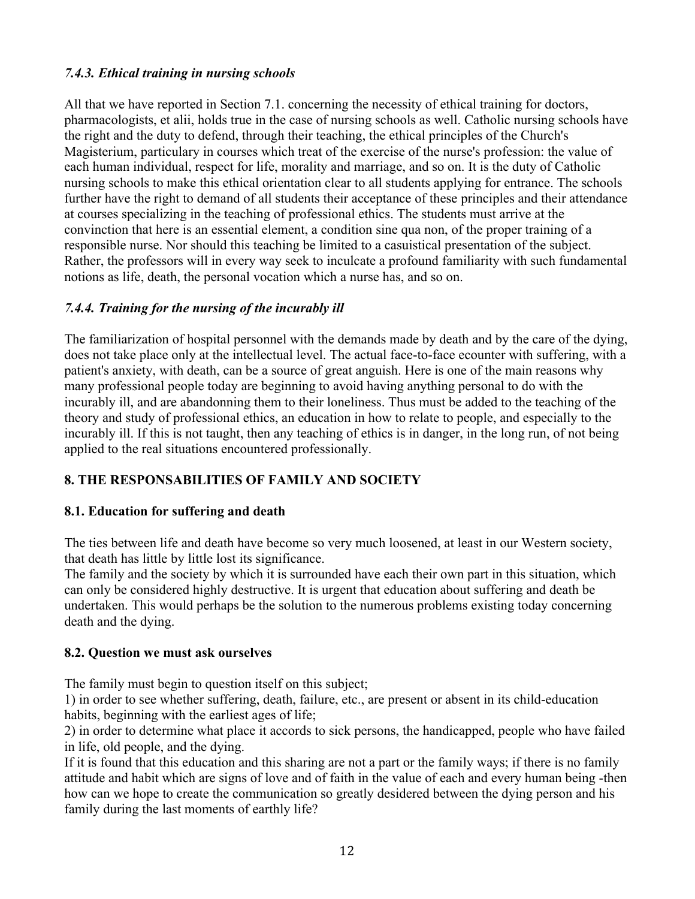### *7.4.3. Ethical training in nursing schools*

All that we have reported in Section 7.1. concerning the necessity of ethical training for doctors, pharmacologists, et alii, holds true in the case of nursing schools as well. Catholic nursing schools have the right and the duty to defend, through their teaching, the ethical principles of the Church's Magisterium, particulary in courses which treat of the exercise of the nurse's profession: the value of each human individual, respect for life, morality and marriage, and so on. It is the duty of Catholic nursing schools to make this ethical orientation clear to all students applying for entrance. The schools further have the right to demand of all students their acceptance of these principles and their attendance at courses specializing in the teaching of professional ethics. The students must arrive at the convinction that here is an essential element, a condition sine qua non, of the proper training of a responsible nurse. Nor should this teaching be limited to a casuistical presentation of the subject. Rather, the professors will in every way seek to inculcate a profound familiarity with such fundamental notions as life, death, the personal vocation which a nurse has, and so on.

### *7.4.4. Training for the nursing of the incurably ill*

The familiarization of hospital personnel with the demands made by death and by the care of the dying, does not take place only at the intellectual level. The actual face-to-face ecounter with suffering, with a patient's anxiety, with death, can be a source of great anguish. Here is one of the main reasons why many professional people today are beginning to avoid having anything personal to do with the incurably ill, and are abandonning them to their loneliness. Thus must be added to the teaching of the theory and study of professional ethics, an education in how to relate to people, and especially to the incurably ill. If this is not taught, then any teaching of ethics is in danger, in the long run, of not being applied to the real situations encountered professionally.

## 8. THE RESPONSABILITIES OF FAMILY AND SOCIETY

### 8.1. Education for suffering and death

The ties between life and death have become so very much loosened, at least in our Western society, that death has little by little lost its significance.

The family and the society by which it is surrounded have each their own part in this situation, which can only be considered highly destructive. It is urgent that education about suffering and death be undertaken. This would perhaps be the solution to the numerous problems existing today concerning death and the dying.

### 8.2. Question we must ask ourselves

The family must begin to question itself on this subject;

1) in order to see whether suffering, death, failure, etc., are present or absent in its child-education habits, beginning with the earliest ages of life;

2) in order to determine what place it accords to sick persons, the handicapped, people who have failed in life, old people, and the dying.

If it is found that this education and this sharing are not a part or the family ways; if there is no family attitude and habit which are signs of love and of faith in the value of each and every human being -then how can we hope to create the communication so greatly desidered between the dying person and his family during the last moments of earthly life?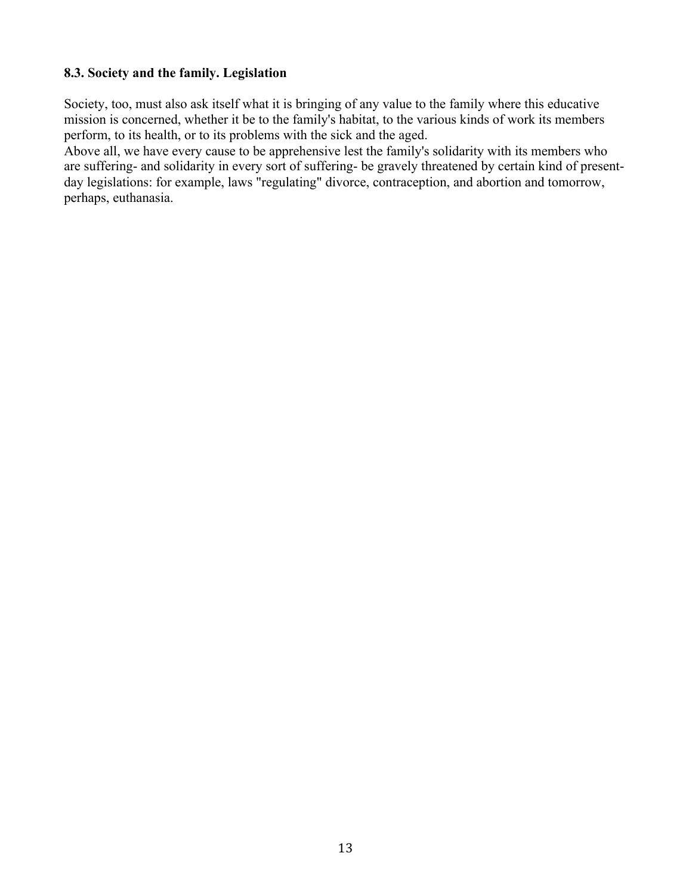**8.3. Society and the family. Legislation**

Society, too, must also ask itself what it is bringing of any value to the family where this educative mission is concerned, whether it be to the family's habitat, to the various kinds of work its members perform, to its health, or to its problems with the sick and the aged.

Above all, we have every cause to be apprehensive lest the family's solidarity with its members who are suffering- and solidarity in every sort of suffering- be gravely threatened by certain kind of present-day legislations: for example, laws "regulating" divorce, contraception, and abortion and tomorrow, perhaps, euthanasia.